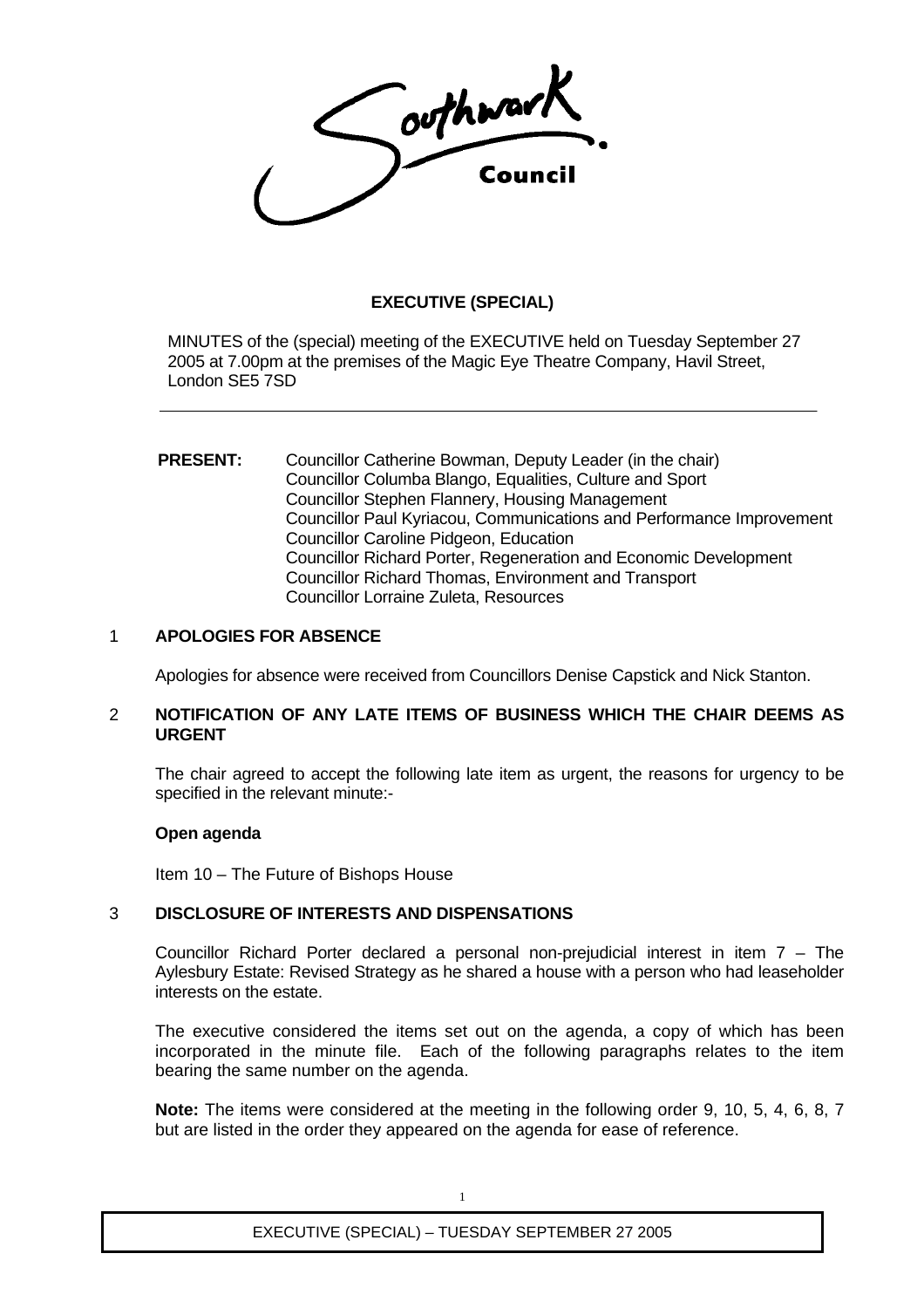Southwark Council

# EXECUTIVE (SPECIAL)

MINUTES of the (special) meeting of the EXECUTIVE held on Tuesday September 27 2005 at 7.00pm at the premises of the Magic Eye Theatre Company, Havil Street, London SE5 7SD

---

**PRESENT:** Councillor Catherine Bowman, Deputy Leader (in the chair)
Councillor Columba Blango, Equalities, Culture and Sport
Councillor Stephen Flannery, Housing Management
Councillor Paul Kyriacou, Communications and Performance Improvement
Councillor Caroline Pidgeon, Education
Councillor Richard Porter, Regeneration and Economic Development
Councillor Richard Thomas, Environment and Transport
Councillor Lorraine Zuleta, Resources

## 1 APOLOGIES FOR ABSENCE

Apologies for absence were received from Councillors Denise Capstick and Nick Stanton.

## 2 NOTIFICATION OF ANY LATE ITEMS OF BUSINESS WHICH THE CHAIR DEEMS AS URGENT

The chair agreed to accept the following late item as urgent, the reasons for urgency to be specified in the relevant minute:-

**Open agenda**

Item 10 – The Future of Bishops House

## 3 DISCLOSURE OF INTERESTS AND DISPENSATIONS

Councillor Richard Porter declared a personal non-prejudicial interest in item 7 – The Aylesbury Estate: Revised Strategy as he shared a house with a person who had leaseholder interests on the estate.

The executive considered the items set out on the agenda, a copy of which has been incorporated in the minute file. Each of the following paragraphs relates to the item bearing the same number on the agenda.

**Note:** The items were considered at the meeting in the following order 9, 10, 5, 4, 6, 8, 7 but are listed in the order they appeared on the agenda for ease of reference.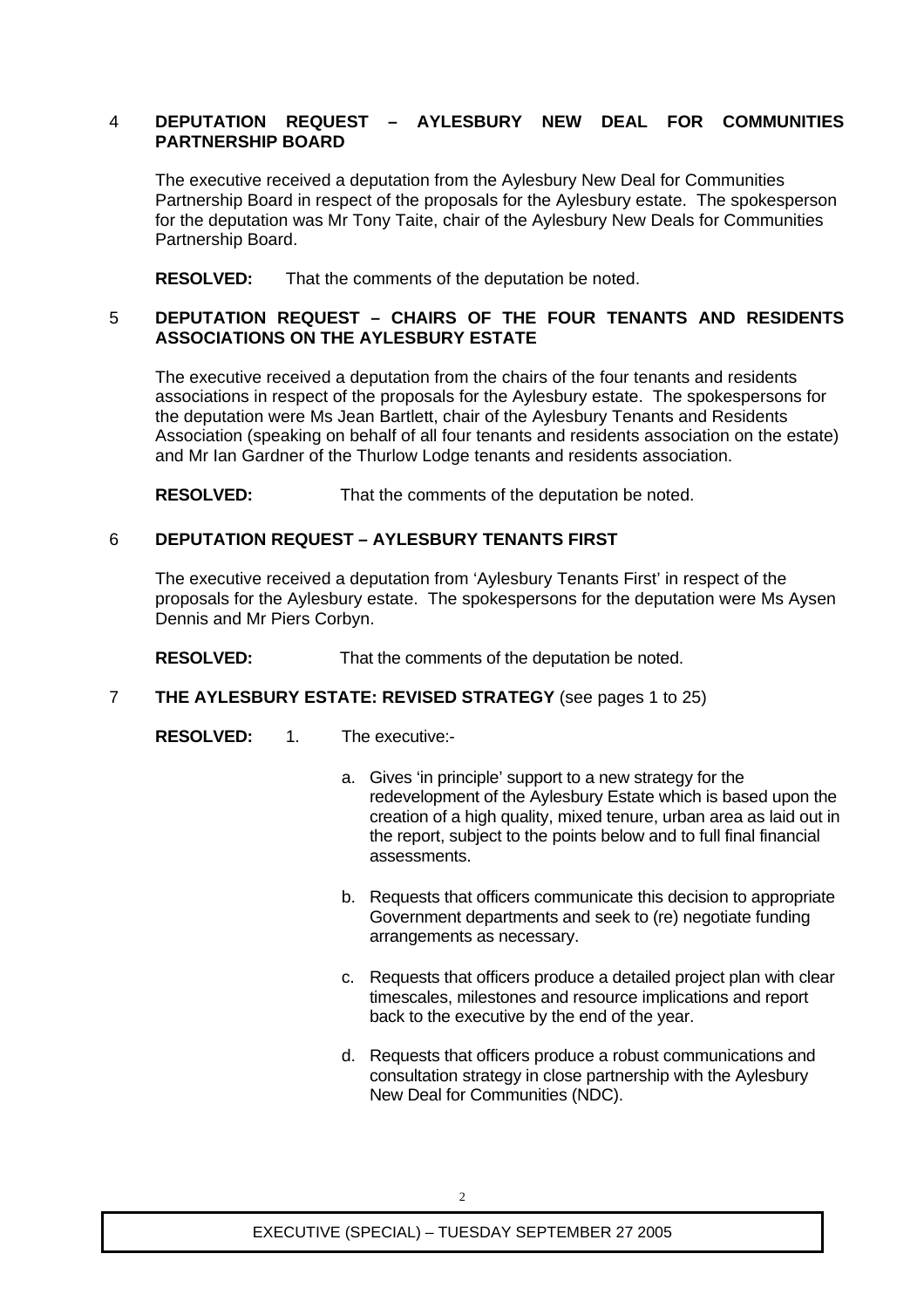## 4 DEPUTATION REQUEST – AYLESBURY NEW DEAL FOR COMMUNITIES PARTNERSHIP BOARD

The executive received a deputation from the Aylesbury New Deal for Communities Partnership Board in respect of the proposals for the Aylesbury estate. The spokesperson for the deputation was Mr Tony Taite, chair of the Aylesbury New Deals for Communities Partnership Board.

**RESOLVED:** That the comments of the deputation be noted.

## 5 DEPUTATION REQUEST – CHAIRS OF THE FOUR TENANTS AND RESIDENTS ASSOCIATIONS ON THE AYLESBURY ESTATE

The executive received a deputation from the chairs of the four tenants and residents associations in respect of the proposals for the Aylesbury estate. The spokespersons for the deputation were Ms Jean Bartlett, chair of the Aylesbury Tenants and Residents Association (speaking on behalf of all four tenants and residents association on the estate) and Mr Ian Gardner of the Thurlow Lodge tenants and residents association.

**RESOLVED:** That the comments of the deputation be noted.

## 6 DEPUTATION REQUEST – AYLESBURY TENANTS FIRST

The executive received a deputation from 'Aylesbury Tenants First' in respect of the proposals for the Aylesbury estate. The spokespersons for the deputation were Ms Aysen Dennis and Mr Piers Corbyn.

**RESOLVED:** That the comments of the deputation be noted.

## 7 THE AYLESBURY ESTATE: REVISED STRATEGY (see pages 1 to 25)

**RESOLVED:** 1. The executive:-

a. Gives 'in principle' support to a new strategy for the redevelopment of the Aylesbury Estate which is based upon the creation of a high quality, mixed tenure, urban area as laid out in the report, subject to the points below and to full final financial assessments.

b. Requests that officers communicate this decision to appropriate Government departments and seek to (re) negotiate funding arrangements as necessary.

c. Requests that officers produce a detailed project plan with clear timescales, milestones and resource implications and report back to the executive by the end of the year.

d. Requests that officers produce a robust communications and consultation strategy in close partnership with the Aylesbury New Deal for Communities (NDC).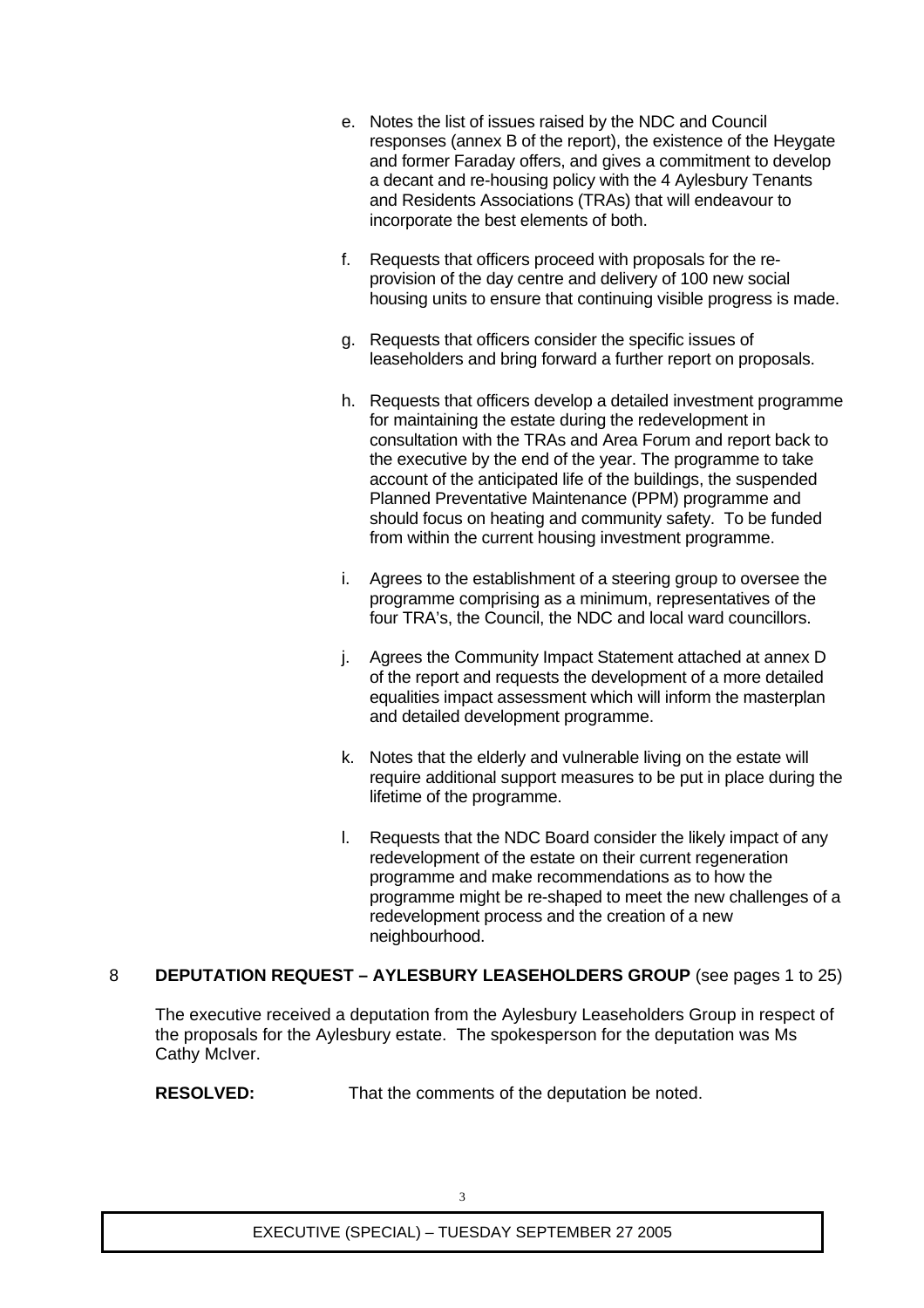e. Notes the list of issues raised by the NDC and Council responses (annex B of the report), the existence of the Heygate and former Faraday offers, and gives a commitment to develop a decant and re-housing policy with the 4 Aylesbury Tenants and Residents Associations (TRAs) that will endeavour to incorporate the best elements of both.

f. Requests that officers proceed with proposals for the re-provision of the day centre and delivery of 100 new social housing units to ensure that continuing visible progress is made.

g. Requests that officers consider the specific issues of leaseholders and bring forward a further report on proposals.

h. Requests that officers develop a detailed investment programme for maintaining the estate during the redevelopment in consultation with the TRAs and Area Forum and report back to the executive by the end of the year. The programme to take account of the anticipated life of the buildings, the suspended Planned Preventative Maintenance (PPM) programme and should focus on heating and community safety. To be funded from within the current housing investment programme.

i. Agrees to the establishment of a steering group to oversee the programme comprising as a minimum, representatives of the four TRA's, the Council, the NDC and local ward councillors.

j. Agrees the Community Impact Statement attached at annex D of the report and requests the development of a more detailed equalities impact assessment which will inform the masterplan and detailed development programme.

k. Notes that the elderly and vulnerable living on the estate will require additional support measures to be put in place during the lifetime of the programme.

l. Requests that the NDC Board consider the likely impact of any redevelopment of the estate on their current regeneration programme and make recommendations as to how the programme might be re-shaped to meet the new challenges of a redevelopment process and the creation of a new neighbourhood.

## 8 DEPUTATION REQUEST – AYLESBURY LEASEHOLDERS GROUP (see pages 1 to 25)

The executive received a deputation from the Aylesbury Leaseholders Group in respect of the proposals for the Aylesbury estate. The spokesperson for the deputation was Ms Cathy McIver.

**RESOLVED:** That the comments of the deputation be noted.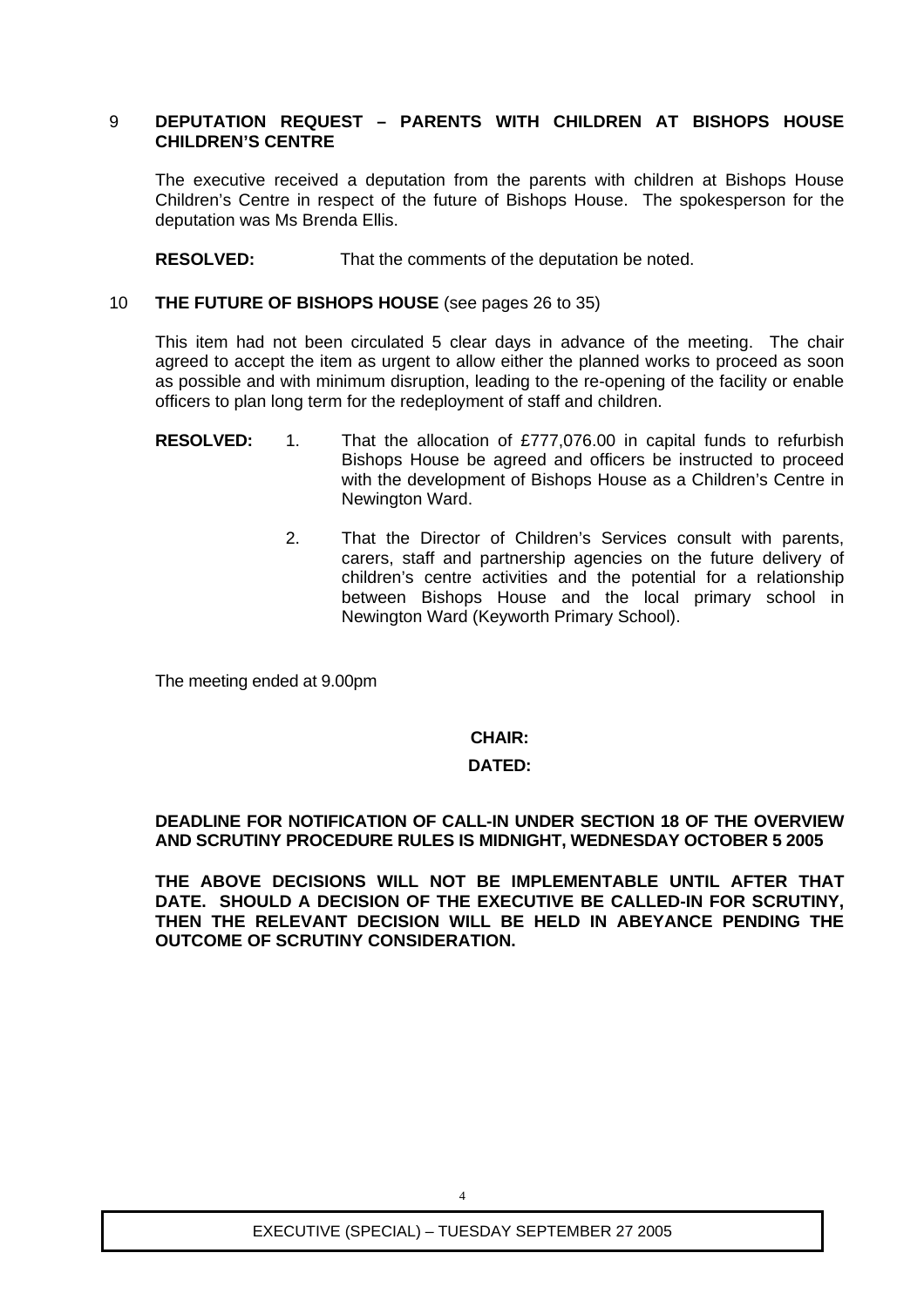9 **DEPUTATION REQUEST – PARENTS WITH CHILDREN AT BISHOPS HOUSE CHILDREN'S CENTRE**

The executive received a deputation from the parents with children at Bishops House Children's Centre in respect of the future of Bishops House. The spokesperson for the deputation was Ms Brenda Ellis.

**RESOLVED:** That the comments of the deputation be noted.

10 **THE FUTURE OF BISHOPS HOUSE** (see pages 26 to 35)

This item had not been circulated 5 clear days in advance of the meeting. The chair agreed to accept the item as urgent to allow either the planned works to proceed as soon as possible and with minimum disruption, leading to the re-opening of the facility or enable officers to plan long term for the redeployment of staff and children.

**RESOLVED:**

1. That the allocation of £777,076.00 in capital funds to refurbish Bishops House be agreed and officers be instructed to proceed with the development of Bishops House as a Children's Centre in Newington Ward.

2. That the Director of Children's Services consult with parents, carers, staff and partnership agencies on the future delivery of children's centre activities and the potential for a relationship between Bishops House and the local primary school in Newington Ward (Keyworth Primary School).

The meeting ended at 9.00pm

**CHAIR:**

**DATED:**

**DEADLINE FOR NOTIFICATION OF CALL-IN UNDER SECTION 18 OF THE OVERVIEW AND SCRUTINY PROCEDURE RULES IS MIDNIGHT, WEDNESDAY OCTOBER 5 2005**

**THE ABOVE DECISIONS WILL NOT BE IMPLEMENTABLE UNTIL AFTER THAT DATE. SHOULD A DECISION OF THE EXECUTIVE BE CALLED-IN FOR SCRUTINY, THEN THE RELEVANT DECISION WILL BE HELD IN ABEYANCE PENDING THE OUTCOME OF SCRUTINY CONSIDERATION.**